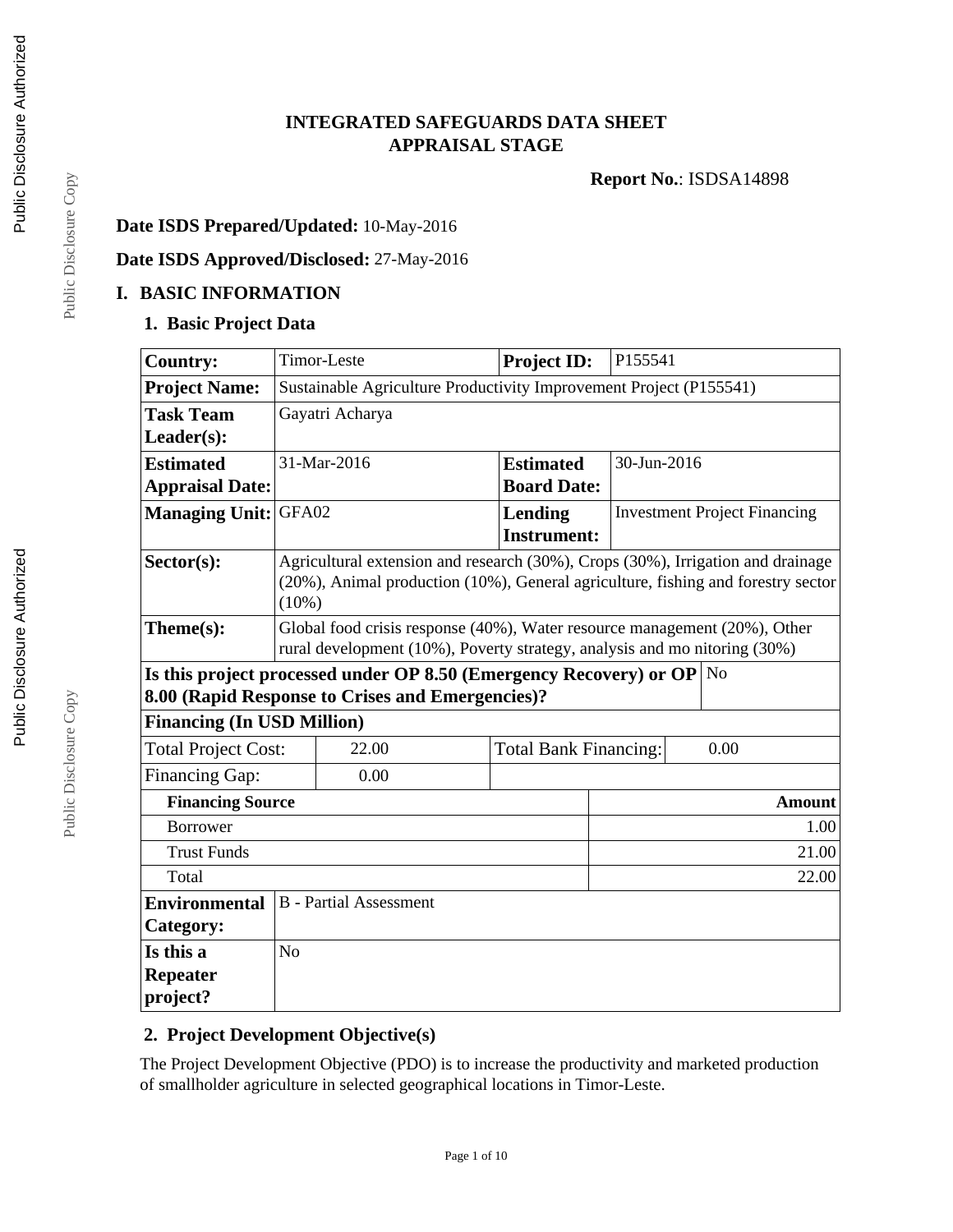# INTEGRATED SAFEGUARDS DATA SHEET
# APPRAISAL STAGE

**Report No.**: ISDSA14898

**Date ISDS Prepared/Updated:** 10-May-2016

**Date ISDS Approved/Disclosed:** 27-May-2016

## I. BASIC INFORMATION

### 1. Basic Project Data

| | | | |
|---|---|---|---|
| **Country:** | Timor-Leste | **Project ID:** | P155541 |
| **Project Name:** | Sustainable Agriculture Productivity Improvement Project (P155541) | | |
| **Task Team Leader(s):** | Gayatri Acharya | | |
| **Estimated Appraisal Date:** | 31-Mar-2016 | **Estimated Board Date:** | 30-Jun-2016 |
| **Managing Unit:** | GFA02 | **Lending Instrument:** | Investment Project Financing |
| **Sector(s):** | Agricultural extension and research (30%), Crops (30%), Irrigation and drainage (20%), Animal production (10%), General agriculture, fishing and forestry sector (10%) | | |
| **Theme(s):** | Global food crisis response (40%), Water resource management (20%), Other rural development (10%), Poverty strategy, analysis and mo nitoring (30%) | | |
| **Is this project processed under OP 8.50 (Emergency Recovery) or OP 8.00 (Rapid Response to Crises and Emergencies)?** | | | No |

**Financing (In USD Million)**

| | | | |
|---|---|---|---|
| Total Project Cost: | 22.00 | Total Bank Financing: | 0.00 |
| Financing Gap: | 0.00 | | |

| **Financing Source** | **Amount** |
|---|---|
| Borrower | 1.00 |
| Trust Funds | 21.00 |
| Total | 22.00 |

| | |
|---|---|
| **Environmental Category:** | B - Partial Assessment |
| **Is this a Repeater project?** | No |

### 2. Project Development Objective(s)

The Project Development Objective (PDO) is to increase the productivity and marketed production of smallholder agriculture in selected geographical locations in Timor-Leste.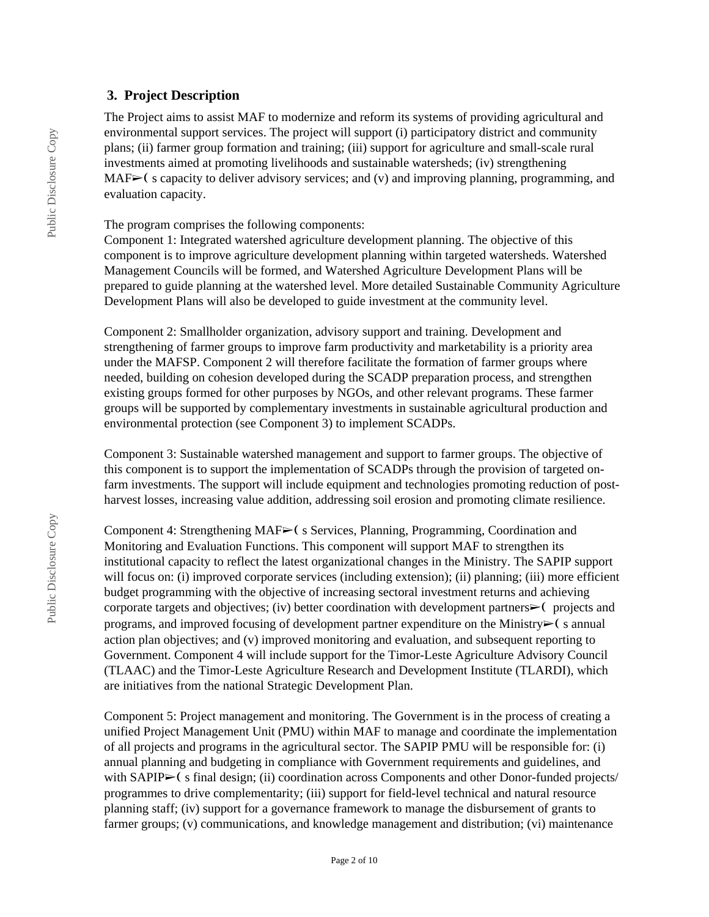## 3. Project Description

The Project aims to assist MAF to modernize and reform its systems of providing agricultural and environmental support services. The project will support (i) participatory district and community plans; (ii) farmer group formation and training; (iii) support for agriculture and small-scale rural investments aimed at promoting livelihoods and sustainable watersheds; (iv) strengthening MAF➢( s capacity to deliver advisory services; and (v) and improving planning, programming, and evaluation capacity.

The program comprises the following components:
Component 1: Integrated watershed agriculture development planning. The objective of this component is to improve agriculture development planning within targeted watersheds. Watershed Management Councils will be formed, and Watershed Agriculture Development Plans will be prepared to guide planning at the watershed level. More detailed Sustainable Community Agriculture Development Plans will also be developed to guide investment at the community level.

Component 2: Smallholder organization, advisory support and training. Development and strengthening of farmer groups to improve farm productivity and marketability is a priority area under the MAFSP. Component 2 will therefore facilitate the formation of farmer groups where needed, building on cohesion developed during the SCADP preparation process, and strengthen existing groups formed for other purposes by NGOs, and other relevant programs. These farmer groups will be supported by complementary investments in sustainable agricultural production and environmental protection (see Component 3) to implement SCADPs.

Component 3: Sustainable watershed management and support to farmer groups. The objective of this component is to support the implementation of SCADPs through the provision of targeted on-farm investments. The support will include equipment and technologies promoting reduction of post-harvest losses, increasing value addition, addressing soil erosion and promoting climate resilience.

Component 4: Strengthening MAF➢( s Services, Planning, Programming, Coordination and Monitoring and Evaluation Functions. This component will support MAF to strengthen its institutional capacity to reflect the latest organizational changes in the Ministry. The SAPIP support will focus on: (i) improved corporate services (including extension); (ii) planning; (iii) more efficient budget programming with the objective of increasing sectoral investment returns and achieving corporate targets and objectives; (iv) better coordination with development partners➢( projects and programs, and improved focusing of development partner expenditure on the Ministry➢( s annual action plan objectives; and (v) improved monitoring and evaluation, and subsequent reporting to Government. Component 4 will include support for the Timor-Leste Agriculture Advisory Council (TLAAC) and the Timor-Leste Agriculture Research and Development Institute (TLARDI), which are initiatives from the national Strategic Development Plan.

Component 5: Project management and monitoring. The Government is in the process of creating a unified Project Management Unit (PMU) within MAF to manage and coordinate the implementation of all projects and programs in the agricultural sector. The SAPIP PMU will be responsible for: (i) annual planning and budgeting in compliance with Government requirements and guidelines, and with SAPIP➢( s final design; (ii) coordination across Components and other Donor-funded projects/programmes to drive complementarity; (iii) support for field-level technical and natural resource planning staff; (iv) support for a governance framework to manage the disbursement of grants to farmer groups; (v) communications, and knowledge management and distribution; (vi) maintenance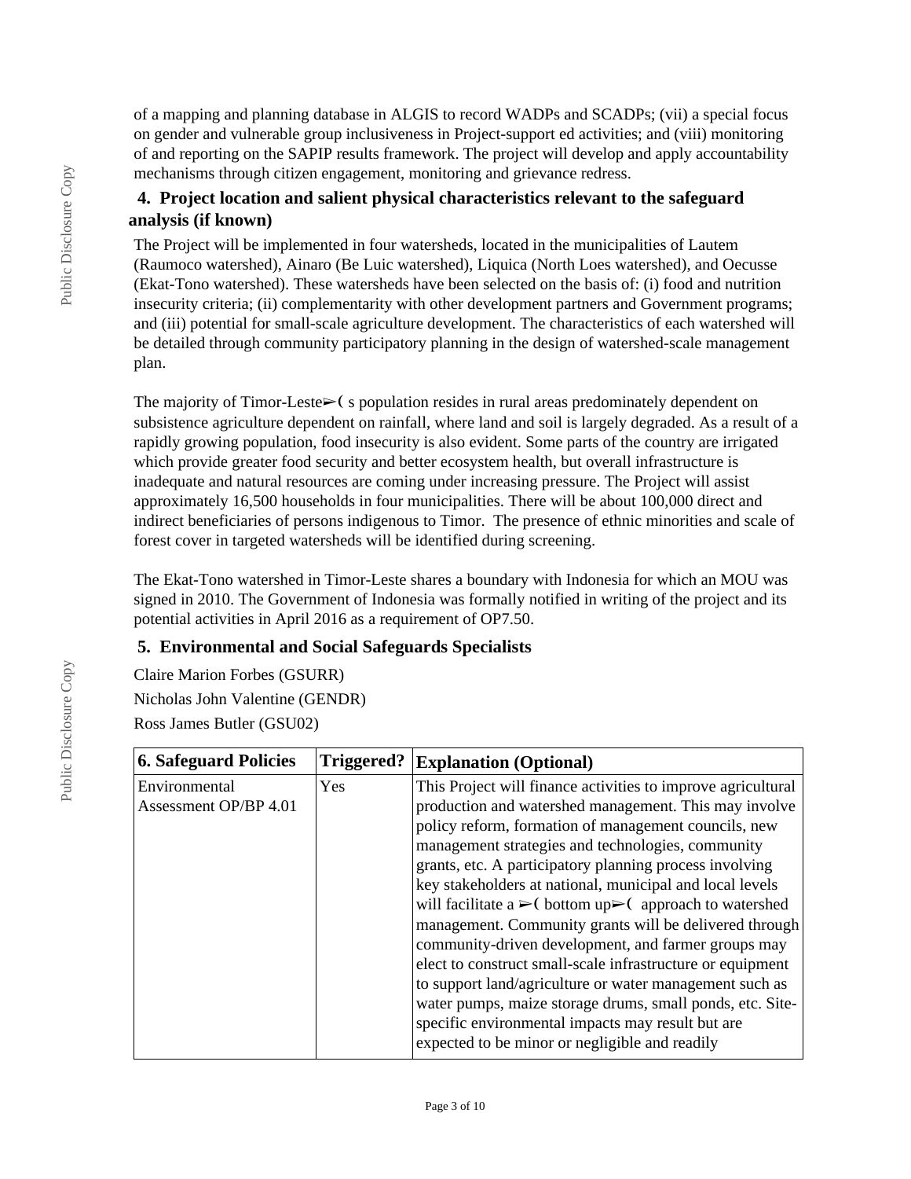of a mapping and planning database in ALGIS to record WADPs and SCADPs; (vii) a special focus on gender and vulnerable group inclusiveness in Project-support ed activities; and (viii) monitoring of and reporting on the SAPIP results framework. The project will develop and apply accountability mechanisms through citizen engagement, monitoring and grievance redress.

### 4. Project location and salient physical characteristics relevant to the safeguard analysis (if known)

The Project will be implemented in four watersheds, located in the municipalities of Lautem (Raumoco watershed), Ainaro (Be Luic watershed), Liquica (North Loes watershed), and Oecusse (Ekat-Tono watershed). These watersheds have been selected on the basis of: (i) food and nutrition insecurity criteria; (ii) complementarity with other development partners and Government programs; and (iii) potential for small-scale agriculture development. The characteristics of each watershed will be detailed through community participatory planning in the design of watershed-scale management plan.

The majority of Timor-Leste➢( s population resides in rural areas predominately dependent on subsistence agriculture dependent on rainfall, where land and soil is largely degraded. As a result of a rapidly growing population, food insecurity is also evident. Some parts of the country are irrigated which provide greater food security and better ecosystem health, but overall infrastructure is inadequate and natural resources are coming under increasing pressure. The Project will assist approximately 16,500 households in four municipalities. There will be about 100,000 direct and indirect beneficiaries of persons indigenous to Timor. The presence of ethnic minorities and scale of forest cover in targeted watersheds will be identified during screening.

The Ekat-Tono watershed in Timor-Leste shares a boundary with Indonesia for which an MOU was signed in 2010. The Government of Indonesia was formally notified in writing of the project and its potential activities in April 2016 as a requirement of OP7.50.

### 5. Environmental and Social Safeguards Specialists

Claire Marion Forbes (GSURR)

Nicholas John Valentine (GENDR)

Ross James Butler (GSU02)

| 6. Safeguard Policies | Triggered? | Explanation (Optional) |
|---|---|---|
| Environmental Assessment OP/BP 4.01 | Yes | This Project will finance activities to improve agricultural production and watershed management. This may involve policy reform, formation of management councils, new management strategies and technologies, community grants, etc. A participatory planning process involving key stakeholders at national, municipal and local levels will facilitate a ➢( bottom up➢( approach to watershed management. Community grants will be delivered through community-driven development, and farmer groups may elect to construct small-scale infrastructure or equipment to support land/agriculture or water management such as water pumps, maize storage drums, small ponds, etc. Site-specific environmental impacts may result but are expected to be minor or negligible and readily |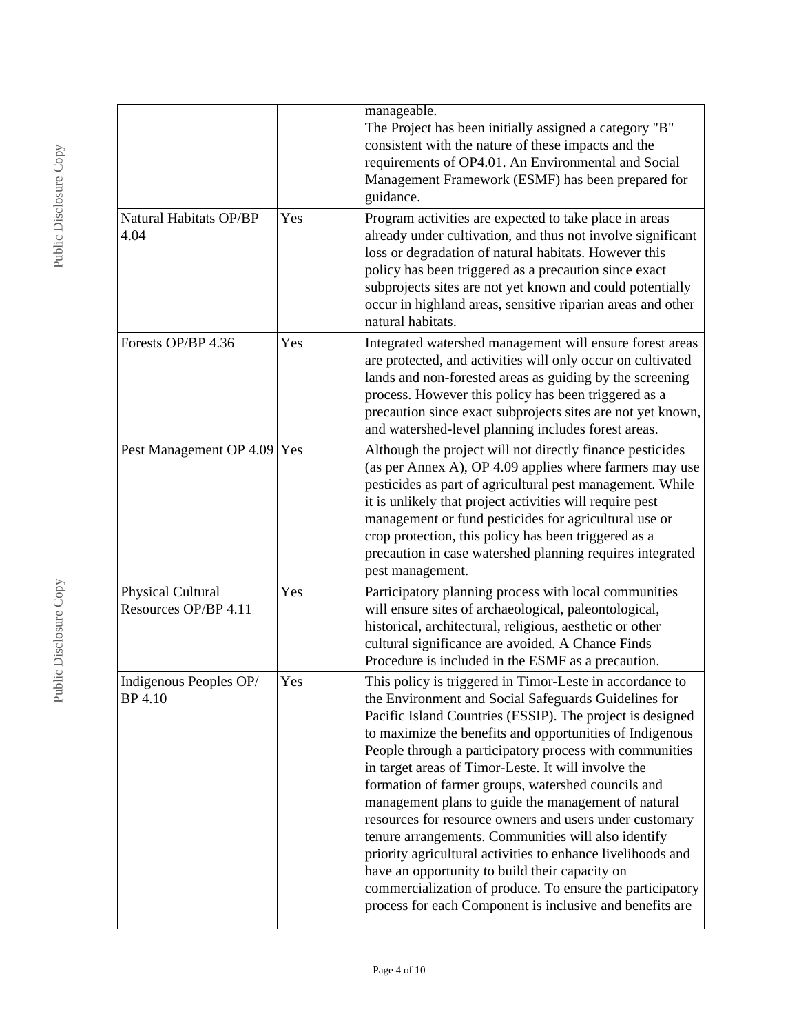| | | |
|---|---|---|
| | | manageable.<br>The Project has been initially assigned a category "B" consistent with the nature of these impacts and the requirements of OP4.01. An Environmental and Social Management Framework (ESMF) has been prepared for guidance. |
| Natural Habitats OP/BP 4.04 | Yes | Program activities are expected to take place in areas already under cultivation, and thus not involve significant loss or degradation of natural habitats. However this policy has been triggered as a precaution since exact subprojects sites are not yet known and could potentially occur in highland areas, sensitive riparian areas and other natural habitats. |
| Forests OP/BP 4.36 | Yes | Integrated watershed management will ensure forest areas are protected, and activities will only occur on cultivated lands and non-forested areas as guiding by the screening process. However this policy has been triggered as a precaution since exact subprojects sites are not yet known, and watershed-level planning includes forest areas. |
| Pest Management OP 4.09 | Yes | Although the project will not directly finance pesticides (as per Annex A), OP 4.09 applies where farmers may use pesticides as part of agricultural pest management. While it is unlikely that project activities will require pest management or fund pesticides for agricultural use or crop protection, this policy has been triggered as a precaution in case watershed planning requires integrated pest management. |
| Physical Cultural Resources OP/BP 4.11 | Yes | Participatory planning process with local communities will ensure sites of archaeological, paleontological, historical, architectural, religious, aesthetic or other cultural significance are avoided. A Chance Finds Procedure is included in the ESMF as a precaution. |
| Indigenous Peoples OP/ BP 4.10 | Yes | This policy is triggered in Timor-Leste in accordance to the Environment and Social Safeguards Guidelines for Pacific Island Countries (ESSIP). The project is designed to maximize the benefits and opportunities of Indigenous People through a participatory process with communities in target areas of Timor-Leste. It will involve the formation of farmer groups, watershed councils and management plans to guide the management of natural resources for resource owners and users under customary tenure arrangements. Communities will also identify priority agricultural activities to enhance livelihoods and have an opportunity to build their capacity on commercialization of produce. To ensure the participatory process for each Component is inclusive and benefits are |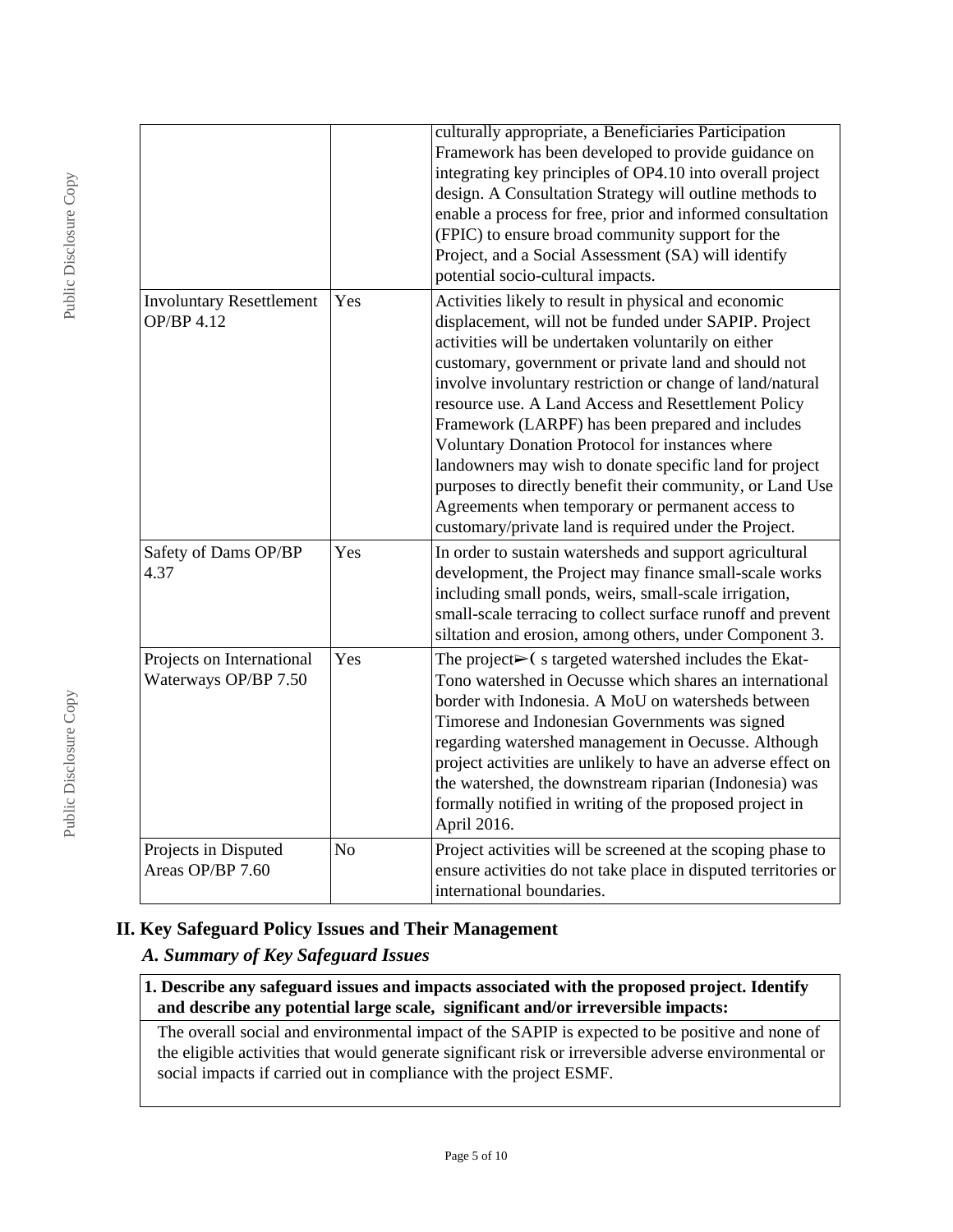| | | |
|---|---|---|
| | | culturally appropriate, a Beneficiaries Participation Framework has been developed to provide guidance on integrating key principles of OP4.10 into overall project design. A Consultation Strategy will outline methods to enable a process for free, prior and informed consultation (FPIC) to ensure broad community support for the Project, and a Social Assessment (SA) will identify potential socio-cultural impacts. |
| Involuntary Resettlement OP/BP 4.12 | Yes | Activities likely to result in physical and economic displacement, will not be funded under SAPIP. Project activities will be undertaken voluntarily on either customary, government or private land and should not involve involuntary restriction or change of land/natural resource use. A Land Access and Resettlement Policy Framework (LARPF) has been prepared and includes Voluntary Donation Protocol for instances where landowners may wish to donate specific land for project purposes to directly benefit their community, or Land Use Agreements when temporary or permanent access to customary/private land is required under the Project. |
| Safety of Dams OP/BP 4.37 | Yes | In order to sustain watersheds and support agricultural development, the Project may finance small-scale works including small ponds, weirs, small-scale irrigation, small-scale terracing to collect surface runoff and prevent siltation and erosion, among others, under Component 3. |
| Projects on International Waterways OP/BP 7.50 | Yes | The project➢( s targeted watershed includes the Ekat-Tono watershed in Oecusse which shares an international border with Indonesia. A MoU on watersheds between Timorese and Indonesian Governments was signed regarding watershed management in Oecusse. Although project activities are unlikely to have an adverse effect on the watershed, the downstream riparian (Indonesia) was formally notified in writing of the proposed project in April 2016. |
| Projects in Disputed Areas OP/BP 7.60 | No | Project activities will be screened at the scoping phase to ensure activities do not take place in disputed territories or international boundaries. |

## II. Key Safeguard Policy Issues and Their Management

### *A. Summary of Key Safeguard Issues*

**1. Describe any safeguard issues and impacts associated with the proposed project. Identify and describe any potential large scale, significant and/or irreversible impacts:**

The overall social and environmental impact of the SAPIP is expected to be positive and none of the eligible activities that would generate significant risk or irreversible adverse environmental or social impacts if carried out in compliance with the project ESMF.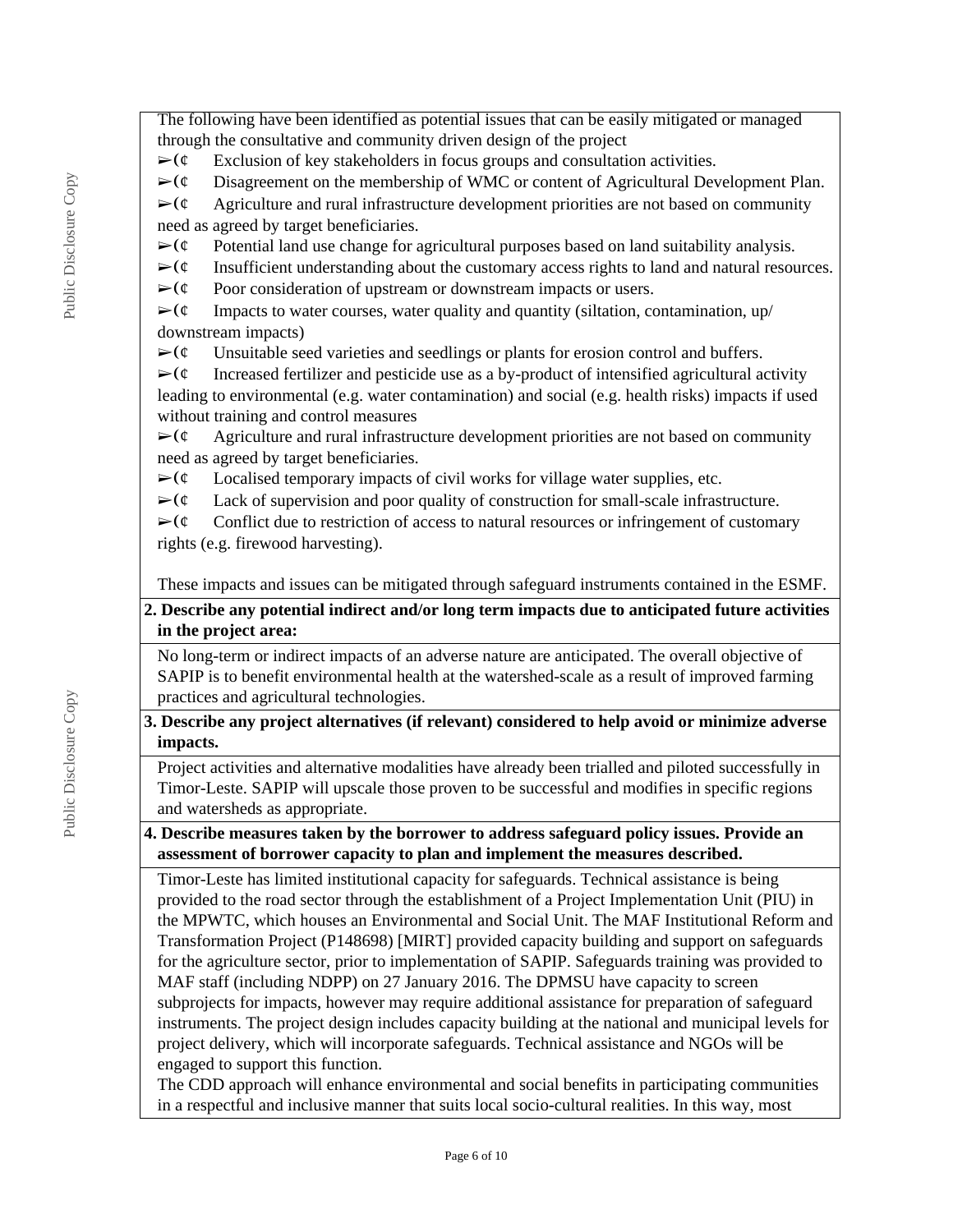The following have been identified as potential issues that can be easily mitigated or managed through the consultative and community driven design of the project

- Exclusion of key stakeholders in focus groups and consultation activities.
- Disagreement on the membership of WMC or content of Agricultural Development Plan.
- Agriculture and rural infrastructure development priorities are not based on community need as agreed by target beneficiaries.
- Potential land use change for agricultural purposes based on land suitability analysis.
- Insufficient understanding about the customary access rights to land and natural resources.
- Poor consideration of upstream or downstream impacts or users.
- Impacts to water courses, water quality and quantity (siltation, contamination, up/ downstream impacts)
- Unsuitable seed varieties and seedlings or plants for erosion control and buffers.
- Increased fertilizer and pesticide use as a by-product of intensified agricultural activity leading to environmental (e.g. water contamination) and social (e.g. health risks) impacts if used without training and control measures
- Agriculture and rural infrastructure development priorities are not based on community need as agreed by target beneficiaries.
- Localised temporary impacts of civil works for village water supplies, etc.
- Lack of supervision and poor quality of construction for small-scale infrastructure.
- Conflict due to restriction of access to natural resources or infringement of customary rights (e.g. firewood harvesting).

These impacts and issues can be mitigated through safeguard instruments contained in the ESMF.

**2. Describe any potential indirect and/or long term impacts due to anticipated future activities in the project area:**

No long-term or indirect impacts of an adverse nature are anticipated. The overall objective of SAPIP is to benefit environmental health at the watershed-scale as a result of improved farming practices and agricultural technologies.

**3. Describe any project alternatives (if relevant) considered to help avoid or minimize adverse impacts.**

Project activities and alternative modalities have already been trialled and piloted successfully in Timor-Leste. SAPIP will upscale those proven to be successful and modifies in specific regions and watersheds as appropriate.

**4. Describe measures taken by the borrower to address safeguard policy issues. Provide an assessment of borrower capacity to plan and implement the measures described.**

Timor-Leste has limited institutional capacity for safeguards. Technical assistance is being provided to the road sector through the establishment of a Project Implementation Unit (PIU) in the MPWTC, which houses an Environmental and Social Unit. The MAF Institutional Reform and Transformation Project (P148698) [MIRT] provided capacity building and support on safeguards for the agriculture sector, prior to implementation of SAPIP. Safeguards training was provided to MAF staff (including NDPP) on 27 January 2016. The DPMSU have capacity to screen subprojects for impacts, however may require additional assistance for preparation of safeguard instruments. The project design includes capacity building at the national and municipal levels for project delivery, which will incorporate safeguards. Technical assistance and NGOs will be engaged to support this function.

The CDD approach will enhance environmental and social benefits in participating communities in a respectful and inclusive manner that suits local socio-cultural realities. In this way, most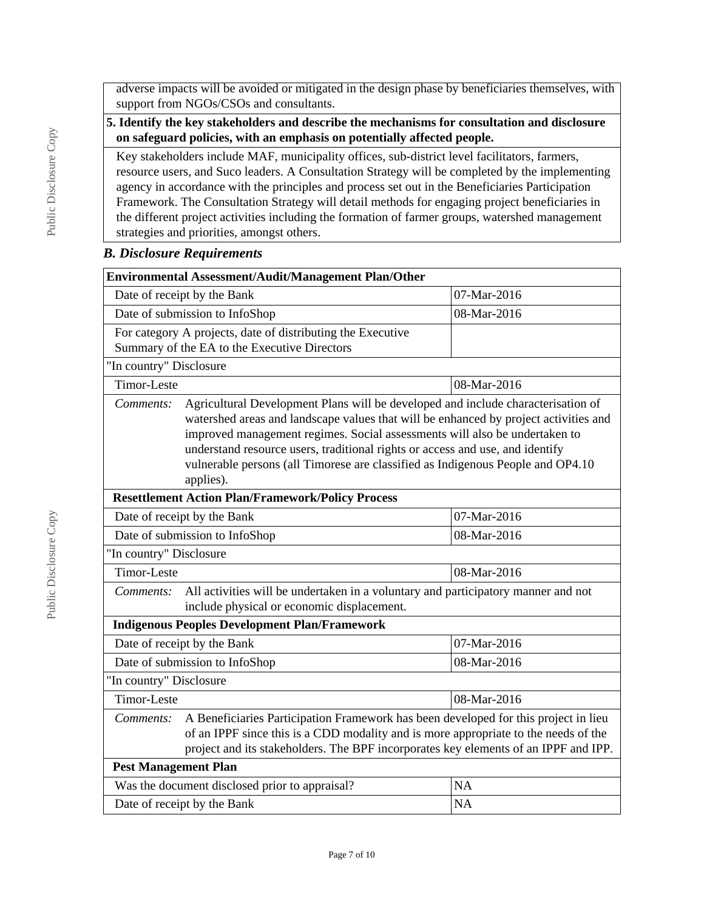adverse impacts will be avoided or mitigated in the design phase by beneficiaries themselves, with support from NGOs/CSOs and consultants.

**5. Identify the key stakeholders and describe the mechanisms for consultation and disclosure on safeguard policies, with an emphasis on potentially affected people.**

Key stakeholders include MAF, municipality offices, sub-district level facilitators, farmers, resource users, and Suco leaders. A Consultation Strategy will be completed by the implementing agency in accordance with the principles and process set out in the Beneficiaries Participation Framework. The Consultation Strategy will detail methods for engaging project beneficiaries in the different project activities including the formation of farmer groups, watershed management strategies and priorities, amongst others.

### *B. Disclosure Requirements*

| **Environmental Assessment/Audit/Management Plan/Other** | |
|---|---|
| Date of receipt by the Bank | 07-Mar-2016 |
| Date of submission to InfoShop | 08-Mar-2016 |
| For category A projects, date of distributing the Executive Summary of the EA to the Executive Directors | |
| "In country" Disclosure | |
| Timor-Leste | 08-Mar-2016 |
| *Comments:* Agricultural Development Plans will be developed and include characterisation of watershed areas and landscape values that will be enhanced by project activities and improved management regimes. Social assessments will also be undertaken to understand resource users, traditional rights or access and use, and identify vulnerable persons (all Timorese are classified as Indigenous People and OP4.10 applies). | |
| **Resettlement Action Plan/Framework/Policy Process** | |
| Date of receipt by the Bank | 07-Mar-2016 |
| Date of submission to InfoShop | 08-Mar-2016 |
| "In country" Disclosure | |
| Timor-Leste | 08-Mar-2016 |
| *Comments:* All activities will be undertaken in a voluntary and participatory manner and not include physical or economic displacement. | |
| **Indigenous Peoples Development Plan/Framework** | |
| Date of receipt by the Bank | 07-Mar-2016 |
| Date of submission to InfoShop | 08-Mar-2016 |
| "In country" Disclosure | |
| Timor-Leste | 08-Mar-2016 |
| *Comments:* A Beneficiaries Participation Framework has been developed for this project in lieu of an IPPF since this is a CDD modality and is more appropriate to the needs of the project and its stakeholders. The BPF incorporates key elements of an IPPF and IPP. | |
| **Pest Management Plan** | |
| Was the document disclosed prior to appraisal? | NA |
| Date of receipt by the Bank | NA |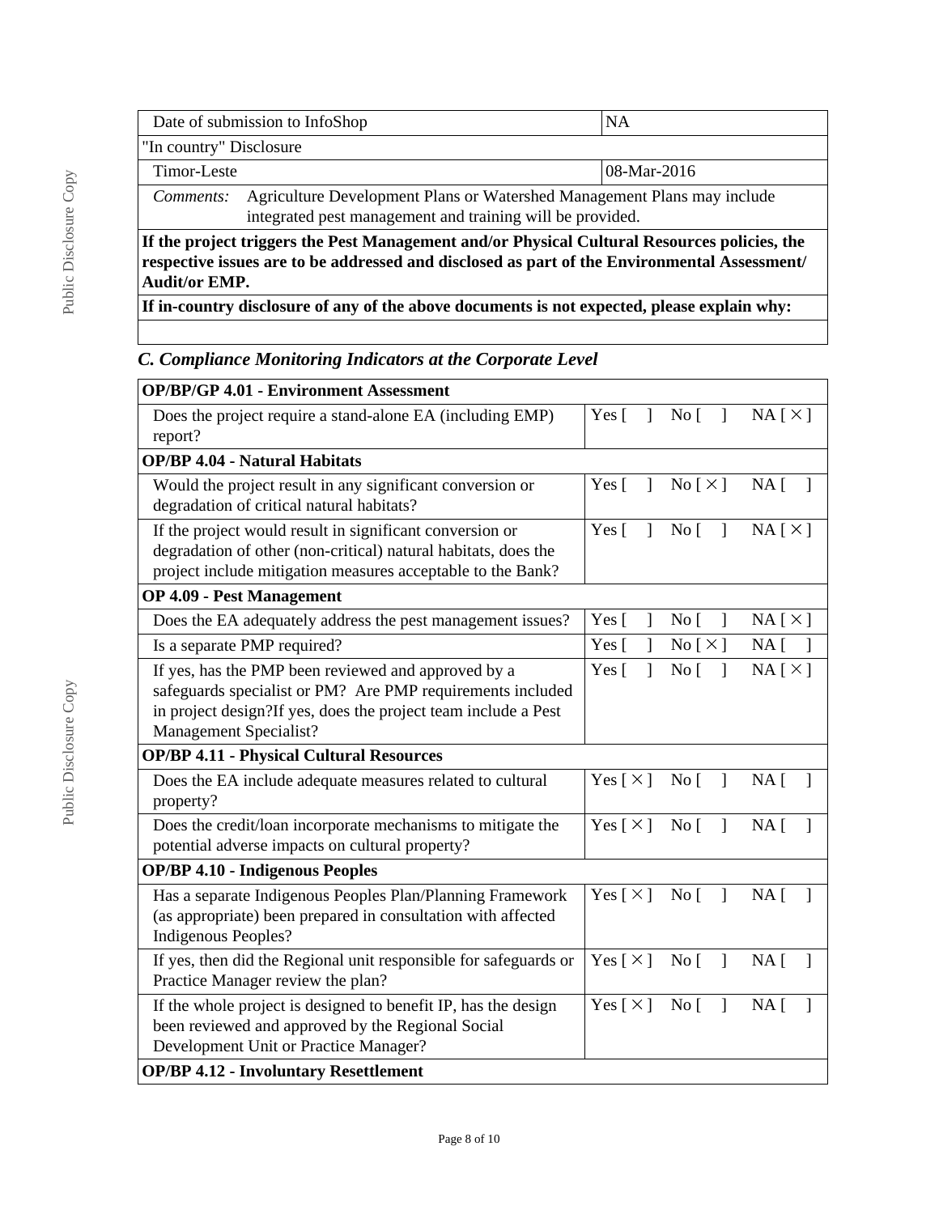| Date of submission to InfoShop | NA |
|---|---|
| "In country" Disclosure | |
| Timor-Leste | 08-Mar-2016 |
| *Comments:* Agriculture Development Plans or Watershed Management Plans may include integrated pest management and training will be provided. | |
| **If the project triggers the Pest Management and/or Physical Cultural Resources policies, the respective issues are to be addressed and disclosed as part of the Environmental Assessment/ Audit/or EMP.** | |
| **If in-country disclosure of any of the above documents is not expected, please explain why:** | |
| | |

### *C. Compliance Monitoring Indicators at the Corporate Level*

| **OP/BP/GP 4.01 - Environment Assessment** | |
|---|---|
| Does the project require a stand-alone EA (including EMP) report? | Yes [ ] No [ ] NA [ × ] |
| **OP/BP 4.04 - Natural Habitats** | |
| Would the project result in any significant conversion or degradation of critical natural habitats? | Yes [ ] No [ × ] NA [ ] |
| If the project would result in significant conversion or degradation of other (non-critical) natural habitats, does the project include mitigation measures acceptable to the Bank? | Yes [ ] No [ ] NA [ × ] |
| **OP 4.09 - Pest Management** | |
| Does the EA adequately address the pest management issues? | Yes [ ] No [ ] NA [ × ] |
| Is a separate PMP required? | Yes [ ] No [ × ] NA [ ] |
| If yes, has the PMP been reviewed and approved by a safeguards specialist or PM? Are PMP requirements included in project design?If yes, does the project team include a Pest Management Specialist? | Yes [ ] No [ ] NA [ × ] |
| **OP/BP 4.11 - Physical Cultural Resources** | |
| Does the EA include adequate measures related to cultural property? | Yes [ × ] No [ ] NA [ ] |
| Does the credit/loan incorporate mechanisms to mitigate the potential adverse impacts on cultural property? | Yes [ × ] No [ ] NA [ ] |
| **OP/BP 4.10 - Indigenous Peoples** | |
| Has a separate Indigenous Peoples Plan/Planning Framework (as appropriate) been prepared in consultation with affected Indigenous Peoples? | Yes [ × ] No [ ] NA [ ] |
| If yes, then did the Regional unit responsible for safeguards or Practice Manager review the plan? | Yes [ × ] No [ ] NA [ ] |
| If the whole project is designed to benefit IP, has the design been reviewed and approved by the Regional Social Development Unit or Practice Manager? | Yes [ × ] No [ ] NA [ ] |
| **OP/BP 4.12 - Involuntary Resettlement** | |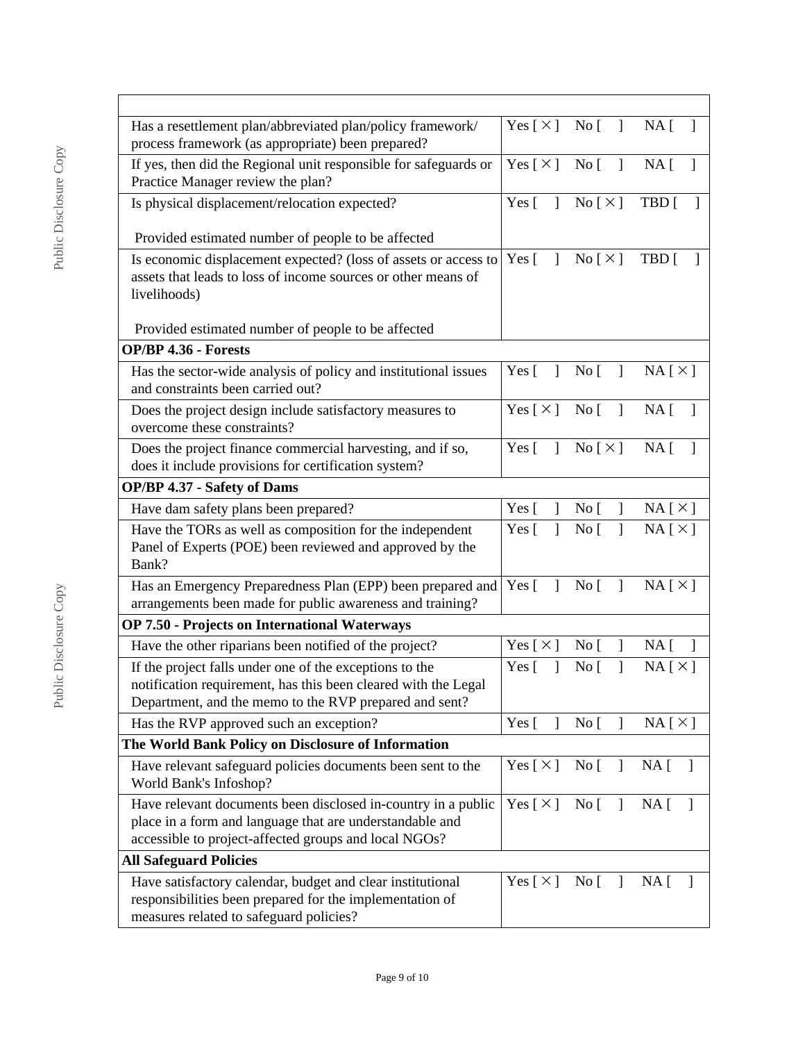| | |
|---|---|
| Has a resettlement plan/abbreviated plan/policy framework/ process framework (as appropriate) been prepared? | Yes [ × ] No [ ] NA [ ] |
| If yes, then did the Regional unit responsible for safeguards or Practice Manager review the plan? | Yes [ × ] No [ ] NA [ ] |
| Is physical displacement/relocation expected?<br><br>Provided estimated number of people to be affected | Yes [ ] No [ × ] TBD [ ] |
| Is economic displacement expected? (loss of assets or access to assets that leads to loss of income sources or other means of livelihoods)<br><br>Provided estimated number of people to be affected | Yes [ ] No [ × ] TBD [ ] |
| **OP/BP 4.36 - Forests** | |
| Has the sector-wide analysis of policy and institutional issues and constraints been carried out? | Yes [ ] No [ ] NA [ × ] |
| Does the project design include satisfactory measures to overcome these constraints? | Yes [ × ] No [ ] NA [ ] |
| Does the project finance commercial harvesting, and if so, does it include provisions for certification system? | Yes [ ] No [ × ] NA [ ] |
| **OP/BP 4.37 - Safety of Dams** | |
| Have dam safety plans been prepared? | Yes [ ] No [ ] NA [ × ] |
| Have the TORs as well as composition for the independent Panel of Experts (POE) been reviewed and approved by the Bank? | Yes [ ] No [ ] NA [ × ] |
| Has an Emergency Preparedness Plan (EPP) been prepared and arrangements been made for public awareness and training? | Yes [ ] No [ ] NA [ × ] |
| **OP 7.50 - Projects on International Waterways** | |
| Have the other riparians been notified of the project? | Yes [ × ] No [ ] NA [ ] |
| If the project falls under one of the exceptions to the notification requirement, has this been cleared with the Legal Department, and the memo to the RVP prepared and sent? | Yes [ ] No [ ] NA [ × ] |
| Has the RVP approved such an exception? | Yes [ ] No [ ] NA [ × ] |
| **The World Bank Policy on Disclosure of Information** | |
| Have relevant safeguard policies documents been sent to the World Bank's Infoshop? | Yes [ × ] No [ ] NA [ ] |
| Have relevant documents been disclosed in-country in a public place in a form and language that are understandable and accessible to project-affected groups and local NGOs? | Yes [ × ] No [ ] NA [ ] |
| **All Safeguard Policies** | |
| Have satisfactory calendar, budget and clear institutional responsibilities been prepared for the implementation of measures related to safeguard policies? | Yes [ × ] No [ ] NA [ ] |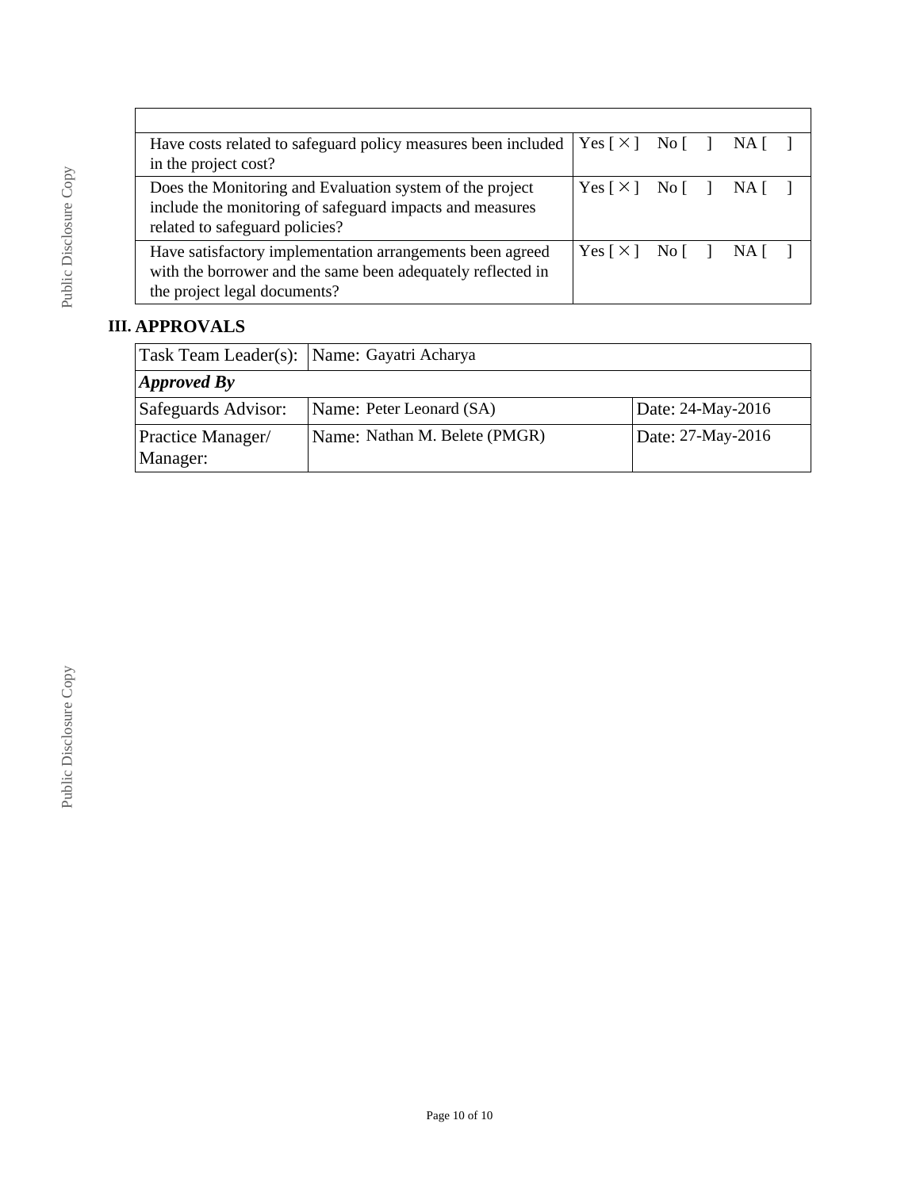| | |
|---|---|
| Have costs related to safeguard policy measures been included in the project cost? | Yes [ × ] No [ ] NA [ ] |
| Does the Monitoring and Evaluation system of the project include the monitoring of safeguard impacts and measures related to safeguard policies? | Yes [ × ] No [ ] NA [ ] |
| Have satisfactory implementation arrangements been agreed with the borrower and the same been adequately reflected in the project legal documents? | Yes [ × ] No [ ] NA [ ] |

## III. APPROVALS

| | | |
|---|---|---|
| Task Team Leader(s): | Name: Gayatri Acharya | |
| ***Approved By*** | | |
| Safeguards Advisor: | Name: Peter Leonard (SA) | Date: 24-May-2016 |
| Practice Manager/ Manager: | Name: Nathan M. Belete (PMGR) | Date: 27-May-2016 |